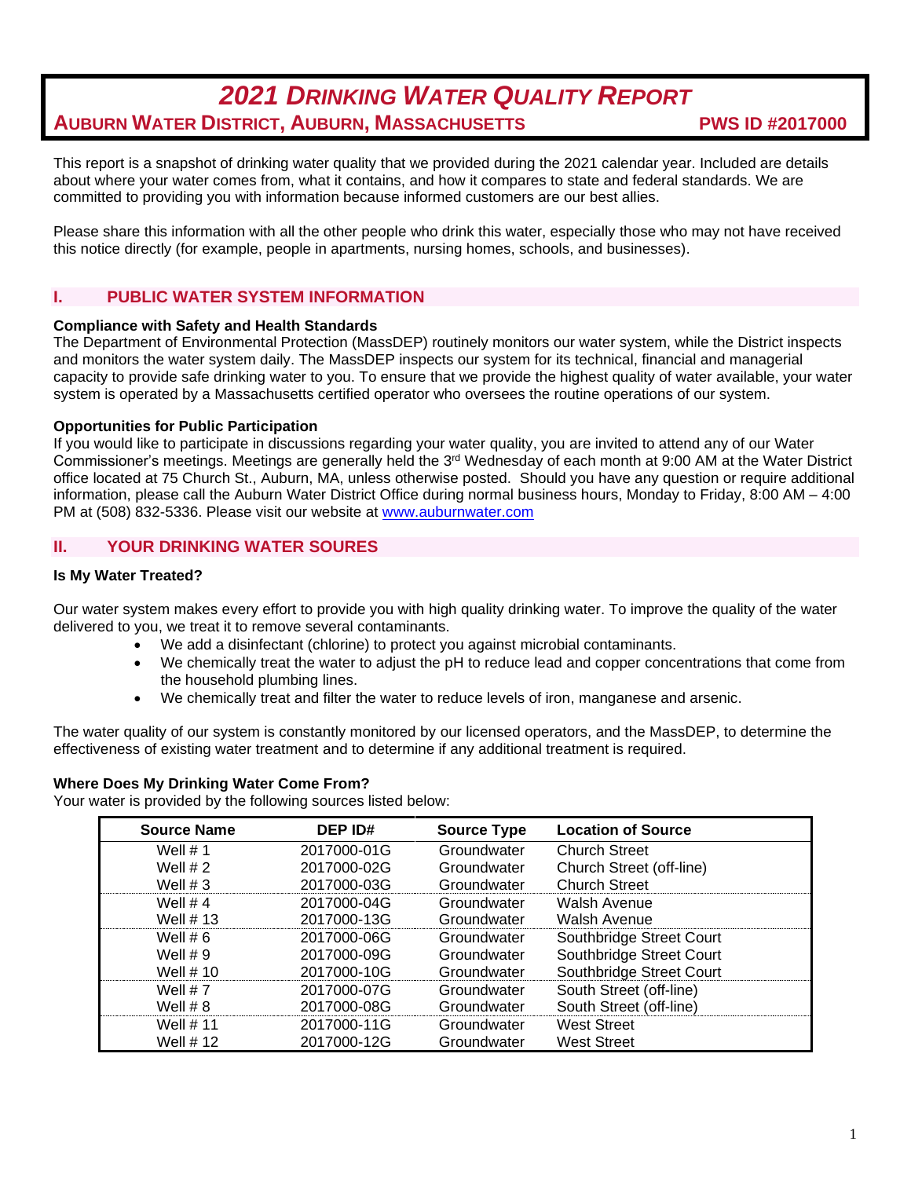# *2021 Drinking Water Quality Report*

**Auburn Water District, Auburn, Massachusetts** **PWS ID #2017000**

This report is a snapshot of drinking water quality that we provided during the 2021 calendar year. Included are details about where your water comes from, what it contains, and how it compares to state and federal standards. We are committed to providing you with information because informed customers are our best allies.

Please share this information with all the other people who drink this water, especially those who may not have received this notice directly (for example, people in apartments, nursing homes, schools, and businesses).

## I. PUBLIC WATER SYSTEM INFORMATION

**Compliance with Safety and Health Standards**

The Department of Environmental Protection (MassDEP) routinely monitors our water system, while the District inspects and monitors the water system daily. The MassDEP inspects our system for its technical, financial and managerial capacity to provide safe drinking water to you. To ensure that we provide the highest quality of water available, your water system is operated by a Massachusetts certified operator who oversees the routine operations of our system.

**Opportunities for Public Participation**

If you would like to participate in discussions regarding your water quality, you are invited to attend any of our Water Commissioner's meetings. Meetings are generally held the 3rd Wednesday of each month at 9:00 AM at the Water District office located at 75 Church St., Auburn, MA, unless otherwise posted. Should you have any question or require additional information, please call the Auburn Water District Office during normal business hours, Monday to Friday, 8:00 AM – 4:00 PM at (508) 832-5336. Please visit our website at www.auburnwater.com

## II. YOUR DRINKING WATER SOURES

**Is My Water Treated?**

Our water system makes every effort to provide you with high quality drinking water. To improve the quality of the water delivered to you, we treat it to remove several contaminants.

- We add a disinfectant (chlorine) to protect you against microbial contaminants.
- We chemically treat the water to adjust the pH to reduce lead and copper concentrations that come from the household plumbing lines.
- We chemically treat and filter the water to reduce levels of iron, manganese and arsenic.

The water quality of our system is constantly monitored by our licensed operators, and the MassDEP, to determine the effectiveness of existing water treatment and to determine if any additional treatment is required.

**Where Does My Drinking Water Come From?**

Your water is provided by the following sources listed below:

| Source Name | DEP ID# | Source Type | Location of Source |
|---|---|---|---|
| Well # 1 | 2017000-01G | Groundwater | Church Street |
| Well # 2 | 2017000-02G | Groundwater | Church Street (off-line) |
| Well # 3 | 2017000-03G | Groundwater | Church Street |
| Well # 4 | 2017000-04G | Groundwater | Walsh Avenue |
| Well # 13 | 2017000-13G | Groundwater | Walsh Avenue |
| Well # 6 | 2017000-06G | Groundwater | Southbridge Street Court |
| Well # 9 | 2017000-09G | Groundwater | Southbridge Street Court |
| Well # 10 | 2017000-10G | Groundwater | Southbridge Street Court |
| Well # 7 | 2017000-07G | Groundwater | South Street (off-line) |
| Well # 8 | 2017000-08G | Groundwater | South Street (off-line) |
| Well # 11 | 2017000-11G | Groundwater | West Street |
| Well # 12 | 2017000-12G | Groundwater | West Street |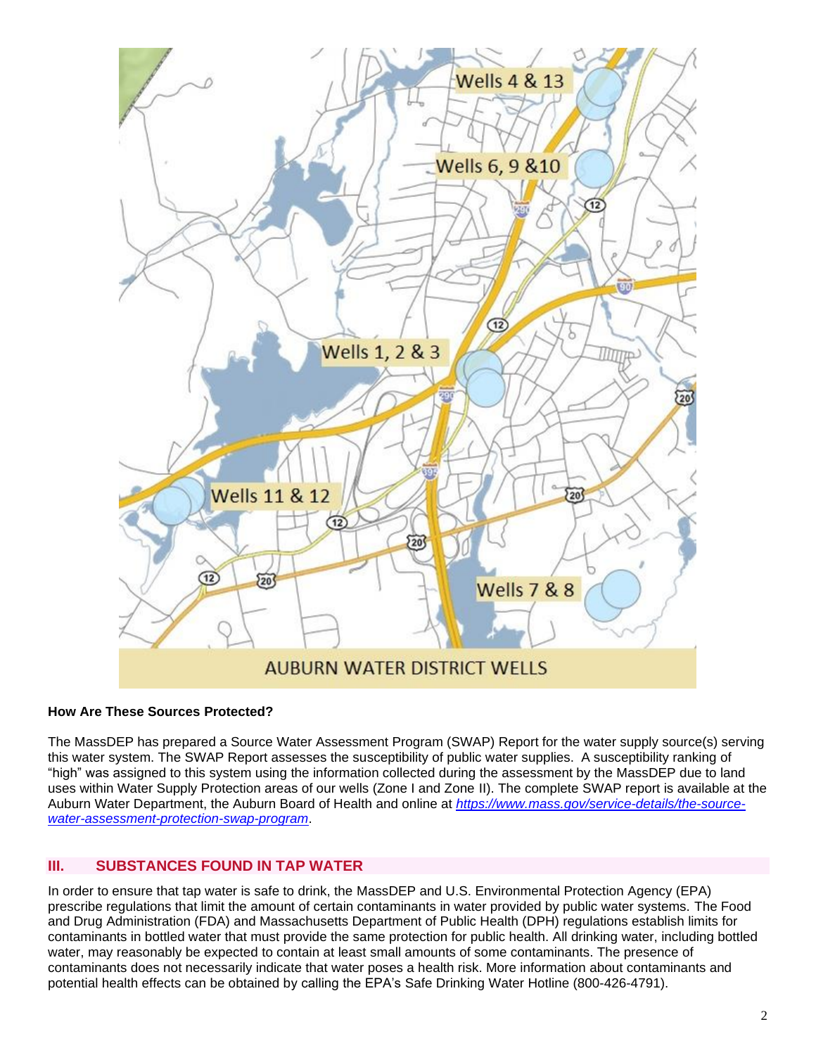AUBURN WATER DISTRICT WELLS

**How Are These Sources Protected?**

The MassDEP has prepared a Source Water Assessment Program (SWAP) Report for the water supply source(s) serving this water system. The SWAP Report assesses the susceptibility of public water supplies. A susceptibility ranking of "high" was assigned to this system using the information collected during the assessment by the MassDEP due to land uses within Water Supply Protection areas of our wells (Zone I and Zone II). The complete SWAP report is available at the Auburn Water Department, the Auburn Board of Health and online at *https://www.mass.gov/service-details/the-source-water-assessment-protection-swap-program*.

## III. SUBSTANCES FOUND IN TAP WATER

In order to ensure that tap water is safe to drink, the MassDEP and U.S. Environmental Protection Agency (EPA) prescribe regulations that limit the amount of certain contaminants in water provided by public water systems. The Food and Drug Administration (FDA) and Massachusetts Department of Public Health (DPH) regulations establish limits for contaminants in bottled water that must provide the same protection for public health. All drinking water, including bottled water, may reasonably be expected to contain at least small amounts of some contaminants. The presence of contaminants does not necessarily indicate that water poses a health risk. More information about contaminants and potential health effects can be obtained by calling the EPA's Safe Drinking Water Hotline (800-426-4791).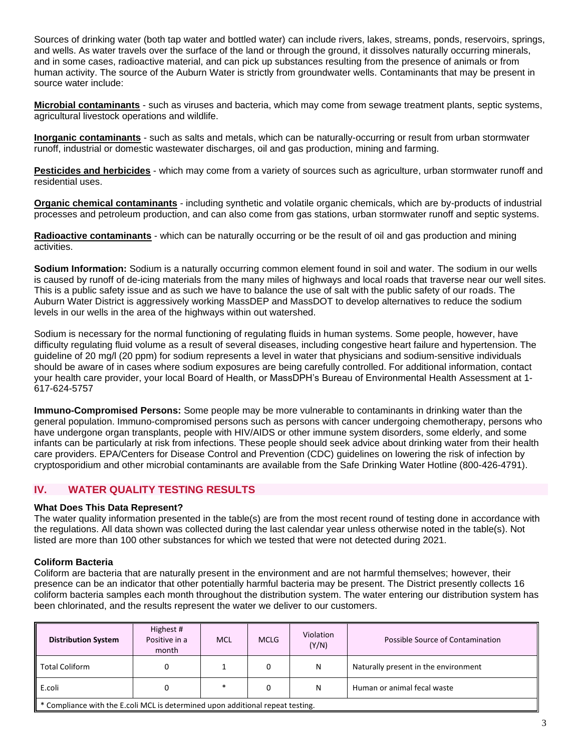Sources of drinking water (both tap water and bottled water) can include rivers, lakes, streams, ponds, reservoirs, springs, and wells. As water travels over the surface of the land or through the ground, it dissolves naturally occurring minerals, and in some cases, radioactive material, and can pick up substances resulting from the presence of animals or from human activity. The source of the Auburn Water is strictly from groundwater wells. Contaminants that may be present in source water include:

**Microbial contaminants** - such as viruses and bacteria, which may come from sewage treatment plants, septic systems, agricultural livestock operations and wildlife.

**Inorganic contaminants** - such as salts and metals, which can be naturally-occurring or result from urban stormwater runoff, industrial or domestic wastewater discharges, oil and gas production, mining and farming.

**Pesticides and herbicides** - which may come from a variety of sources such as agriculture, urban stormwater runoff and residential uses.

**Organic chemical contaminants** - including synthetic and volatile organic chemicals, which are by-products of industrial processes and petroleum production, and can also come from gas stations, urban stormwater runoff and septic systems.

**Radioactive contaminants** - which can be naturally occurring or be the result of oil and gas production and mining activities.

**Sodium Information:** Sodium is a naturally occurring common element found in soil and water. The sodium in our wells is caused by runoff of de-icing materials from the many miles of highways and local roads that traverse near our well sites. This is a public safety issue and as such we have to balance the use of salt with the public safety of our roads. The Auburn Water District is aggressively working MassDEP and MassDOT to develop alternatives to reduce the sodium levels in our wells in the area of the highways within out watershed.

Sodium is necessary for the normal functioning of regulating fluids in human systems. Some people, however, have difficulty regulating fluid volume as a result of several diseases, including congestive heart failure and hypertension. The guideline of 20 mg/l (20 ppm) for sodium represents a level in water that physicians and sodium-sensitive individuals should be aware of in cases where sodium exposures are being carefully controlled. For additional information, contact your health care provider, your local Board of Health, or MassDPH's Bureau of Environmental Health Assessment at 1-617-624-5757

**Immuno-Compromised Persons:** Some people may be more vulnerable to contaminants in drinking water than the general population. Immuno-compromised persons such as persons with cancer undergoing chemotherapy, persons who have undergone organ transplants, people with HIV/AIDS or other immune system disorders, some elderly, and some infants can be particularly at risk from infections. These people should seek advice about drinking water from their health care providers. EPA/Centers for Disease Control and Prevention (CDC) guidelines on lowering the risk of infection by cryptosporidium and other microbial contaminants are available from the Safe Drinking Water Hotline (800-426-4791).

## IV. WATER QUALITY TESTING RESULTS

### What Does This Data Represent?

The water quality information presented in the table(s) are from the most recent round of testing done in accordance with the regulations. All data shown was collected during the last calendar year unless otherwise noted in the table(s). Not listed are more than 100 other substances for which we tested that were not detected during 2021.

### Coliform Bacteria

Coliform are bacteria that are naturally present in the environment and are not harmful themselves; however, their presence can be an indicator that other potentially harmful bacteria may be present. The District presently collects 16 coliform bacteria samples each month throughout the distribution system. The water entering our distribution system has been chlorinated, and the results represent the water we deliver to our customers.

| Distribution System | Highest # Positive in a month | MCL | MCLG | Violation (Y/N) | Possible Source of Contamination |
|---|---|---|---|---|---|
| Total Coliform | 0 | 1 | 0 | N | Naturally present in the environment |
| E.coli | 0 | * | 0 | N | Human or animal fecal waste |

* Compliance with the E.coli MCL is determined upon additional repeat testing.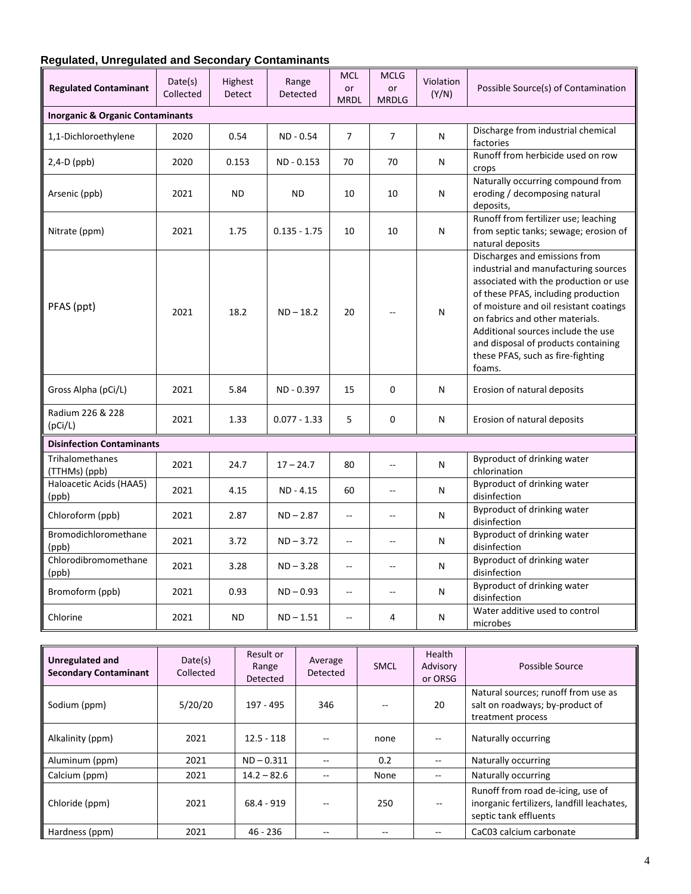## Regulated, Unregulated and Secondary Contaminants

| Regulated Contaminant | Date(s) Collected | Highest Detect | Range Detected | MCL or MRDL | MCLG or MRDLG | Violation (Y/N) | Possible Source(s) of Contamination |
|---|---|---|---|---|---|---|---|
| **Inorganic & Organic Contaminants** | | | | | | | |
| 1,1-Dichloroethylene | 2020 | 0.54 | ND - 0.54 | 7 | 7 | N | Discharge from industrial chemical factories |
| 2,4-D (ppb) | 2020 | 0.153 | ND - 0.153 | 70 | 70 | N | Runoff from herbicide used on row crops |
| Arsenic (ppb) | 2021 | ND | ND | 10 | 10 | N | Naturally occurring compound from eroding / decomposing natural deposits, |
| Nitrate (ppm) | 2021 | 1.75 | 0.135 - 1.75 | 10 | 10 | N | Runoff from fertilizer use; leaching from septic tanks; sewage; erosion of natural deposits |
| PFAS (ppt) | 2021 | 18.2 | ND – 18.2 | 20 | -- | N | Discharges and emissions from industrial and manufacturing sources associated with the production or use of these PFAS, including production of moisture and oil resistant coatings on fabrics and other materials. Additional sources include the use and disposal of products containing these PFAS, such as fire-fighting foams. |
| Gross Alpha (pCi/L) | 2021 | 5.84 | ND - 0.397 | 15 | 0 | N | Erosion of natural deposits |
| Radium 226 & 228 (pCi/L) | 2021 | 1.33 | 0.077 - 1.33 | 5 | 0 | N | Erosion of natural deposits |
| **Disinfection Contaminants** | | | | | | | |
| Trihalomethanes (TTHMs) (ppb) | 2021 | 24.7 | 17 – 24.7 | 80 | -- | N | Byproduct of drinking water chlorination |
| Haloacetic Acids (HAA5) (ppb) | 2021 | 4.15 | ND - 4.15 | 60 | -- | N | Byproduct of drinking water disinfection |
| Chloroform (ppb) | 2021 | 2.87 | ND – 2.87 | -- | -- | N | Byproduct of drinking water disinfection |
| Bromodichloromethane (ppb) | 2021 | 3.72 | ND – 3.72 | -- | -- | N | Byproduct of drinking water disinfection |
| Chlorodibromomethane (ppb) | 2021 | 3.28 | ND – 3.28 | -- | -- | N | Byproduct of drinking water disinfection |
| Bromoform (ppb) | 2021 | 0.93 | ND – 0.93 | -- | -- | N | Byproduct of drinking water disinfection |
| Chlorine | 2021 | ND | ND – 1.51 | -- | 4 | N | Water additive used to control microbes |

| Unregulated and Secondary Contaminant | Date(s) Collected | Result or Range Detected | Average Detected | SMCL | Health Advisory or ORSG | Possible Source |
|---|---|---|---|---|---|---|
| Sodium (ppm) | 5/20/20 | 197 - 495 | 346 | -- | 20 | Natural sources; runoff from use as salt on roadways; by-product of treatment process |
| Alkalinity (ppm) | 2021 | 12.5 - 118 | -- | none | -- | Naturally occurring |
| Aluminum (ppm) | 2021 | ND – 0.311 | -- | 0.2 | -- | Naturally occurring |
| Calcium (ppm) | 2021 | 14.2 – 82.6 | -- | None | -- | Naturally occurring |
| Chloride (ppm) | 2021 | 68.4 - 919 | -- | 250 | -- | Runoff from road de-icing, use of inorganic fertilizers, landfill leachates, septic tank effluents |
| Hardness (ppm) | 2021 | 46 - 236 | -- | -- | -- | CaC03 calcium carbonate |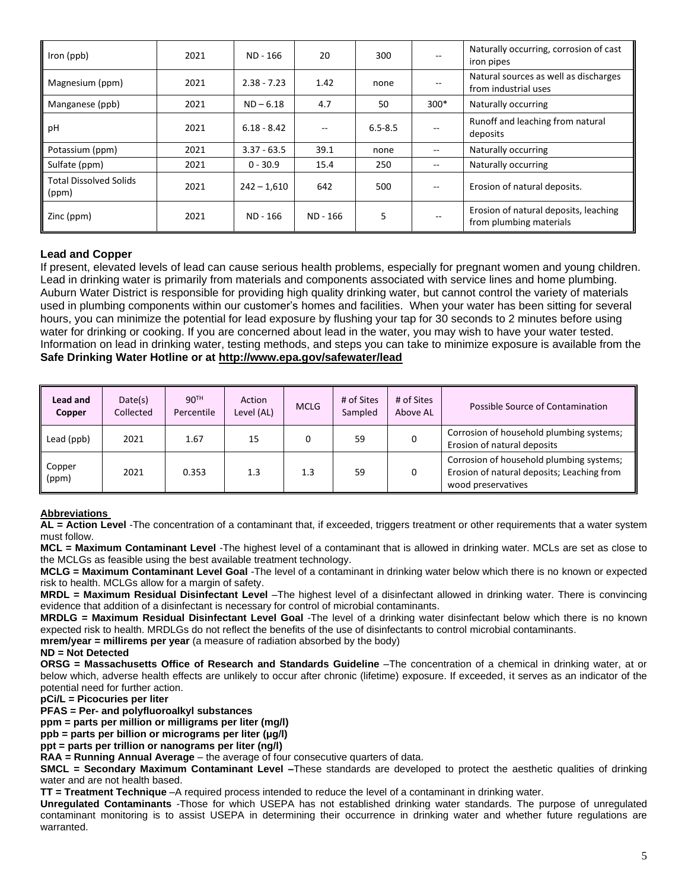| Iron (ppb) | 2021 | ND - 166 | 20 | 300 | -- | Naturally occurring, corrosion of cast iron pipes |
|---|---|---|---|---|---|---|
| Magnesium (ppm) | 2021 | 2.38 - 7.23 | 1.42 | none | -- | Natural sources as well as discharges from industrial uses |
| Manganese (ppb) | 2021 | ND – 6.18 | 4.7 | 50 | 300* | Naturally occurring |
| pH | 2021 | 6.18 - 8.42 | -- | 6.5-8.5 | -- | Runoff and leaching from natural deposits |
| Potassium (ppm) | 2021 | 3.37 - 63.5 | 39.1 | none | -- | Naturally occurring |
| Sulfate (ppm) | 2021 | 0 - 30.9 | 15.4 | 250 | -- | Naturally occurring |
| Total Dissolved Solids (ppm) | 2021 | 242 – 1,610 | 642 | 500 | -- | Erosion of natural deposits. |
| Zinc (ppm) | 2021 | ND - 166 | ND - 166 | 5 | -- | Erosion of natural deposits, leaching from plumbing materials |

**Lead and Copper**

If present, elevated levels of lead can cause serious health problems, especially for pregnant women and young children. Lead in drinking water is primarily from materials and components associated with service lines and home plumbing. Auburn Water District is responsible for providing high quality drinking water, but cannot control the variety of materials used in plumbing components within our customer's homes and facilities. When your water has been sitting for several hours, you can minimize the potential for lead exposure by flushing your tap for 30 seconds to 2 minutes before using water for drinking or cooking. If you are concerned about lead in the water, you may wish to have your water tested. Information on lead in drinking water, testing methods, and steps you can take to minimize exposure is available from the **Safe Drinking Water Hotline or at http://www.epa.gov/safewater/lead**

| Lead and Copper | Date(s) Collected | 90TH Percentile | Action Level (AL) | MCLG | # of Sites Sampled | # of Sites Above AL | Possible Source of Contamination |
|---|---|---|---|---|---|---|---|
| Lead (ppb) | 2021 | 1.67 | 15 | 0 | 59 | 0 | Corrosion of household plumbing systems; Erosion of natural deposits |
| Copper (ppm) | 2021 | 0.353 | 1.3 | 1.3 | 59 | 0 | Corrosion of household plumbing systems; Erosion of natural deposits; Leaching from wood preservatives |

**Abbreviations**

**AL = Action Level** -The concentration of a contaminant that, if exceeded, triggers treatment or other requirements that a water system must follow.

**MCL = Maximum Contaminant Level** -The highest level of a contaminant that is allowed in drinking water. MCLs are set as close to the MCLGs as feasible using the best available treatment technology.

**MCLG = Maximum Contaminant Level Goal** -The level of a contaminant in drinking water below which there is no known or expected risk to health. MCLGs allow for a margin of safety.

**MRDL = Maximum Residual Disinfectant Level** –The highest level of a disinfectant allowed in drinking water. There is convincing evidence that addition of a disinfectant is necessary for control of microbial contaminants.

**MRDLG = Maximum Residual Disinfectant Level Goal** -The level of a drinking water disinfectant below which there is no known expected risk to health. MRDLGs do not reflect the benefits of the use of disinfectants to control microbial contaminants.

**mrem/year = millirems per year** (a measure of radiation absorbed by the body)

**ND = Not Detected**

**ORSG = Massachusetts Office of Research and Standards Guideline** –The concentration of a chemical in drinking water, at or below which, adverse health effects are unlikely to occur after chronic (lifetime) exposure. If exceeded, it serves as an indicator of the potential need for further action.

**pCi/L = Picocuries per liter**

**PFAS = Per- and polyfluoroalkyl substances**

**ppm = parts per million or milligrams per liter (mg/l)**

**ppb = parts per billion or micrograms per liter (µg/l)**

**ppt = parts per trillion or nanograms per liter (ng/l)**

**RAA = Running Annual Average** – the average of four consecutive quarters of data.

**SMCL = Secondary Maximum Contaminant Level –**These standards are developed to protect the aesthetic qualities of drinking water and are not health based.

**TT = Treatment Technique** –A required process intended to reduce the level of a contaminant in drinking water.

**Unregulated Contaminants** -Those for which USEPA has not established drinking water standards. The purpose of unregulated contaminant monitoring is to assist USEPA in determining their occurrence in drinking water and whether future regulations are warranted.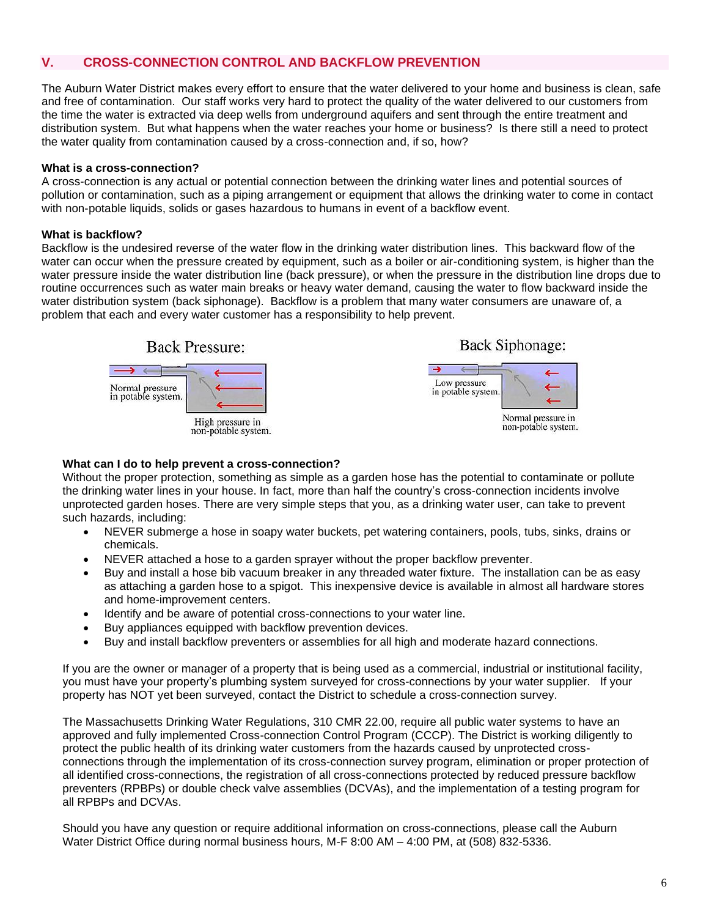## V. CROSS-CONNECTION CONTROL AND BACKFLOW PREVENTION

The Auburn Water District makes every effort to ensure that the water delivered to your home and business is clean, safe and free of contamination. Our staff works very hard to protect the quality of the water delivered to our customers from the time the water is extracted via deep wells from underground aquifers and sent through the entire treatment and distribution system. But what happens when the water reaches your home or business? Is there still a need to protect the water quality from contamination caused by a cross-connection and, if so, how?

**What is a cross-connection?**
A cross-connection is any actual or potential connection between the drinking water lines and potential sources of pollution or contamination, such as a piping arrangement or equipment that allows the drinking water to come in contact with non-potable liquids, solids or gases hazardous to humans in event of a backflow event.

**What is backflow?**
Backflow is the undesired reverse of the water flow in the drinking water distribution lines. This backward flow of the water can occur when the pressure created by equipment, such as a boiler or air-conditioning system, is higher than the water pressure inside the water distribution line (back pressure), or when the pressure in the distribution line drops due to routine occurrences such as water main breaks or heavy water demand, causing the water to flow backward inside the water distribution system (back siphonage). Backflow is a problem that many water consumers are unaware of, a problem that each and every water customer has a responsibility to help prevent.

Back Pressure:

Normal pressure in potable system.

High pressure in non-potable system.

Back Siphonage:

Low pressure in potable system.

Normal pressure in non-potable system.

**What can I do to help prevent a cross-connection?**
Without the proper protection, something as simple as a garden hose has the potential to contaminate or pollute the drinking water lines in your house. In fact, more than half the country's cross-connection incidents involve unprotected garden hoses. There are very simple steps that you, as a drinking water user, can take to prevent such hazards, including:

- NEVER submerge a hose in soapy water buckets, pet watering containers, pools, tubs, sinks, drains or chemicals.
- NEVER attached a hose to a garden sprayer without the proper backflow preventer.
- Buy and install a hose bib vacuum breaker in any threaded water fixture. The installation can be as easy as attaching a garden hose to a spigot. This inexpensive device is available in almost all hardware stores and home-improvement centers.
- Identify and be aware of potential cross-connections to your water line.
- Buy appliances equipped with backflow prevention devices.
- Buy and install backflow preventers or assemblies for all high and moderate hazard connections.

If you are the owner or manager of a property that is being used as a commercial, industrial or institutional facility, you must have your property's plumbing system surveyed for cross-connections by your water supplier. If your property has NOT yet been surveyed, contact the District to schedule a cross-connection survey.

The Massachusetts Drinking Water Regulations, 310 CMR 22.00, require all public water systems to have an approved and fully implemented Cross-connection Control Program (CCCP). The District is working diligently to protect the public health of its drinking water customers from the hazards caused by unprotected cross-connections through the implementation of its cross-connection survey program, elimination or proper protection of all identified cross-connections, the registration of all cross-connections protected by reduced pressure backflow preventers (RPBPs) or double check valve assemblies (DCVAs), and the implementation of a testing program for all RPBPs and DCVAs.

Should you have any question or require additional information on cross-connections, please call the Auburn Water District Office during normal business hours, M-F 8:00 AM – 4:00 PM, at (508) 832-5336.